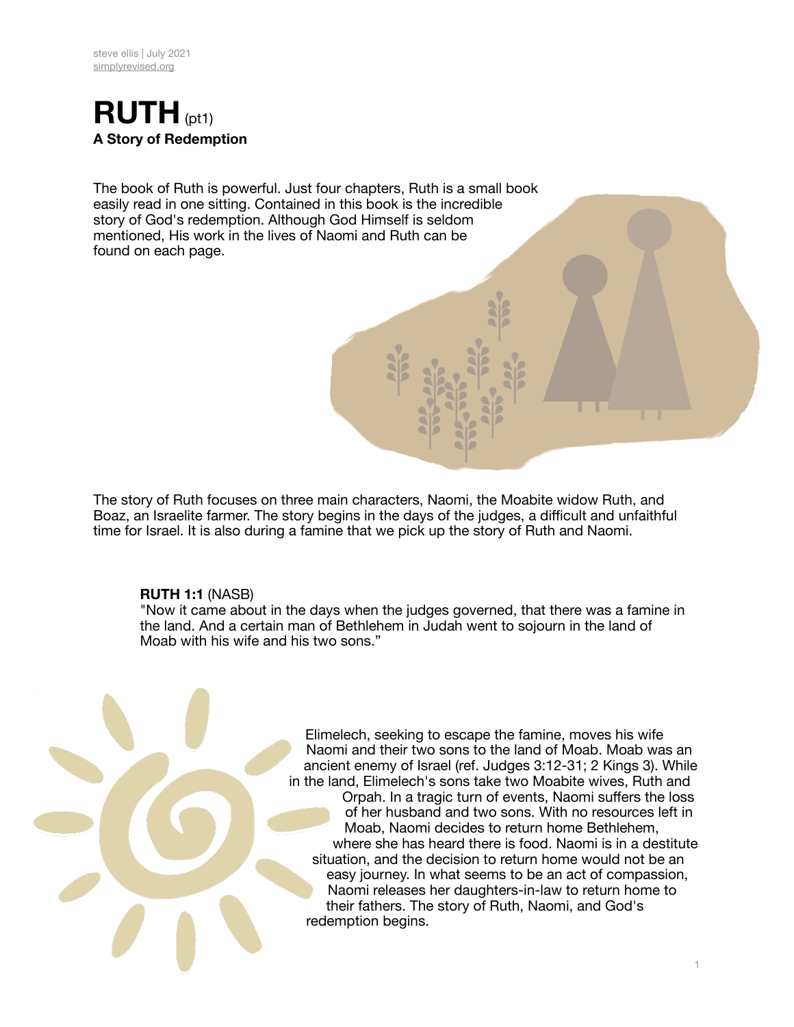steve ellis | July 2021
simplyrevised.org

# RUTH (pt1)

**A Story of Redemption**

The book of Ruth is powerful. Just four chapters, Ruth is a small book easily read in one sitting. Contained in this book is the incredible story of God's redemption. Although God Himself is seldom mentioned, His work in the lives of Naomi and Ruth can be found on each page.

The story of Ruth focuses on three main characters, Naomi, the Moabite widow Ruth, and Boaz, an Israelite farmer. The story begins in the days of the judges, a difficult and unfaithful time for Israel. It is also during a famine that we pick up the story of Ruth and Naomi.

> **RUTH 1:1** (NASB)
> "Now it came about in the days when the judges governed, that there was a famine in the land. And a certain man of Bethlehem in Judah went to sojourn in the land of Moab with his wife and his two sons."

Elimelech, seeking to escape the famine, moves his wife Naomi and their two sons to the land of Moab. Moab was an ancient enemy of Israel (ref. Judges 3:12-31; 2 Kings 3). While in the land, Elimelech's sons take two Moabite wives, Ruth and Orpah. In a tragic turn of events, Naomi suffers the loss of her husband and two sons. With no resources left in Moab, Naomi decides to return home Bethlehem, where she has heard there is food. Naomi is in a destitute situation, and the decision to return home would not be an easy journey. In what seems to be an act of compassion, Naomi releases her daughters-in-law to return home to their fathers. The story of Ruth, Naomi, and God's redemption begins.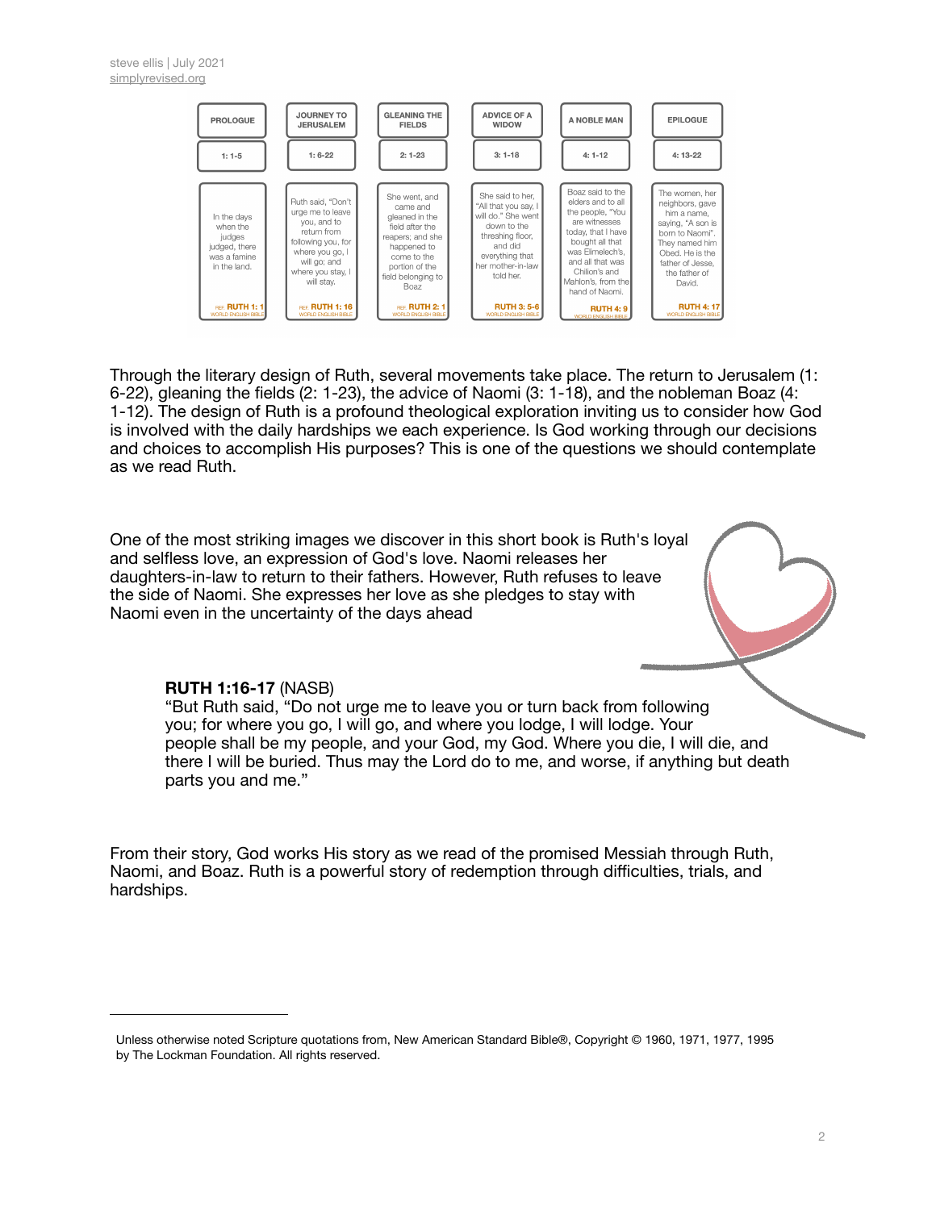| PROLOGUE | JOURNEY TO JERUSALEM | GLEANING THE FIELDS | ADVICE OF A WIDOW | A NOBLE MAN | EPILOGUE |
|---|---|---|---|---|---|
| 1: 1-5 | 1: 6-22 | 2: 1-23 | 3: 1-18 | 4: 1-12 | 4: 13-22 |
| In the days when the judges judged, there was a famine in the land. | Ruth said, "Don't urge me to leave you, and to return from following you, for where you go, I will go; and where you stay, I will stay. | She went, and came and gleaned in the field after the reapers; and she happened to come to the portion of the field belonging to Boaz | She said to her, "All that you say, I will do." She went down to the threshing floor, and did everything that her mother-in-law told her. | Boaz said to the elders and to all the people, "You are witnesses today, that I have bought all that was Elimelech's, and all that was Chilion's and Mahlon's, from the hand of Naomi. | The women, her neighbors, gave him a name, saying, "A son is born to Naomi". They named him Obed. He is the father of Jesse, the father of David. |
| REF: RUTH 1: 1 WORLD ENGLISH BIBLE | REF: RUTH 1: 16 WORLD ENGLISH BIBLE | REF: RUTH 2: 1 WORLD ENGLISH BIBLE | RUTH 3: 5-6 WORLD ENGLISH BIBLE | RUTH 4: 9 WORLD ENGLISH BIBLE | RUTH 4: 17 WORLD ENGLISH BIBLE |

Through the literary design of Ruth, several movements take place. The return to Jerusalem (1: 6-22), gleaning the fields (2: 1-23), the advice of Naomi (3: 1-18), and the nobleman Boaz (4: 1-12). The design of Ruth is a profound theological exploration inviting us to consider how God is involved with the daily hardships we each experience. Is God working through our decisions and choices to accomplish His purposes? This is one of the questions we should contemplate as we read Ruth.

One of the most striking images we discover in this short book is Ruth's loyal and selfless love, an expression of God's love. Naomi releases her daughters-in-law to return to their fathers. However, Ruth refuses to leave the side of Naomi. She expresses her love as she pledges to stay with Naomi even in the uncertainty of the days ahead

> **RUTH 1:16-17** (NASB)
> "But Ruth said, "Do not urge me to leave you or turn back from following you; for where you go, I will go, and where you lodge, I will lodge. Your people shall be my people, and your God, my God. Where you die, I will die, and there I will be buried. Thus may the Lord do to me, and worse, if anything but death parts you and me."

From their story, God works His story as we read of the promised Messiah through Ruth, Naomi, and Boaz. Ruth is a powerful story of redemption through difficulties, trials, and hardships.

---

Unless otherwise noted Scripture quotations from, New American Standard Bible®, Copyright © 1960, 1971, 1977, 1995 by The Lockman Foundation. All rights reserved.